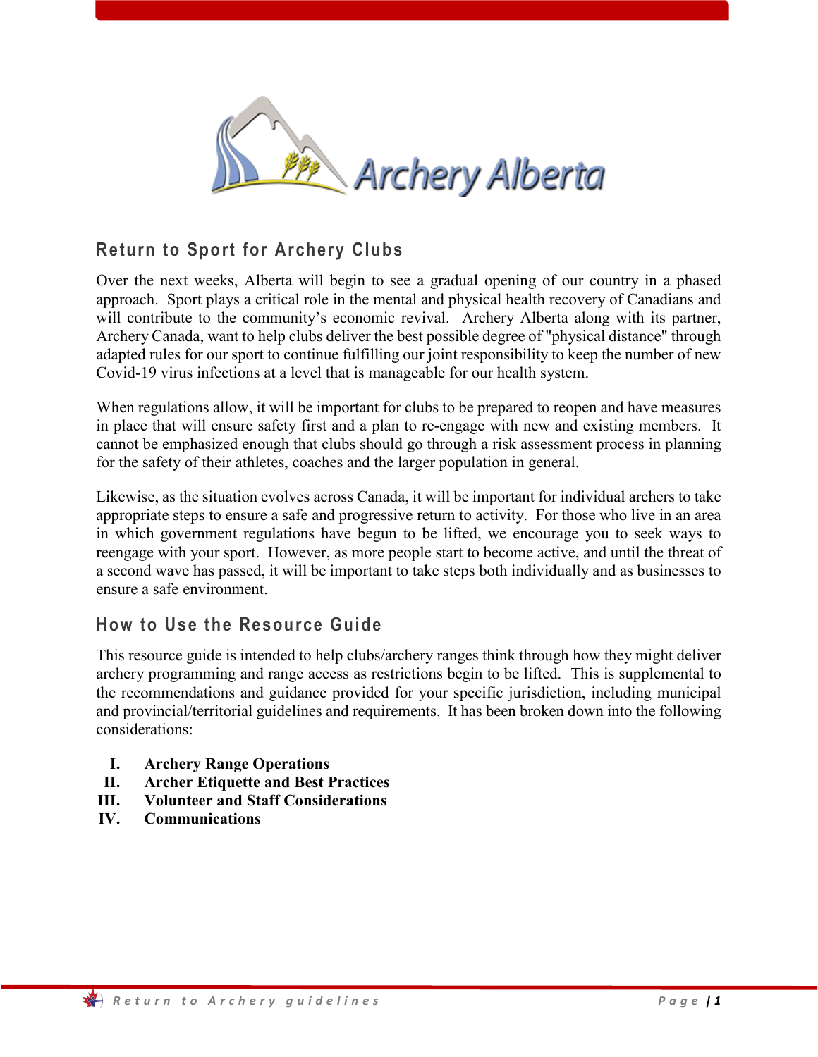Archery Alberta

## Return to Sport for Archery Clubs

Over the next weeks, Alberta will begin to see a gradual opening of our country in a phased approach. Sport plays a critical role in the mental and physical health recovery of Canadians and will contribute to the community's economic revival. Archery Alberta along with its partner, Archery Canada, want to help clubs deliver the best possible degree of "physical distance" through adapted rules for our sport to continue fulfilling our joint responsibility to keep the number of new Covid-19 virus infections at a level that is manageable for our health system.

When regulations allow, it will be important for clubs to be prepared to reopen and have measures in place that will ensure safety first and a plan to re-engage with new and existing members. It cannot be emphasized enough that clubs should go through a risk assessment process in planning for the safety of their athletes, coaches and the larger population in general.

Likewise, as the situation evolves across Canada, it will be important for individual archers to take appropriate steps to ensure a safe and progressive return to activity. For those who live in an area in which government regulations have begun to be lifted, we encourage you to seek ways to reengage with your sport. However, as more people start to become active, and until the threat of a second wave has passed, it will be important to take steps both individually and as businesses to ensure a safe environment.

## How to Use the Resource Guide

This resource guide is intended to help clubs/archery ranges think through how they might deliver archery programming and range access as restrictions begin to be lifted. This is supplemental to the recommendations and guidance provided for your specific jurisdiction, including municipal and provincial/territorial guidelines and requirements. It has been broken down into the following considerations:

- **I. Archery Range Operations**
- **II. Archer Etiquette and Best Practices**
- **III. Volunteer and Staff Considerations**
- **IV. Communications**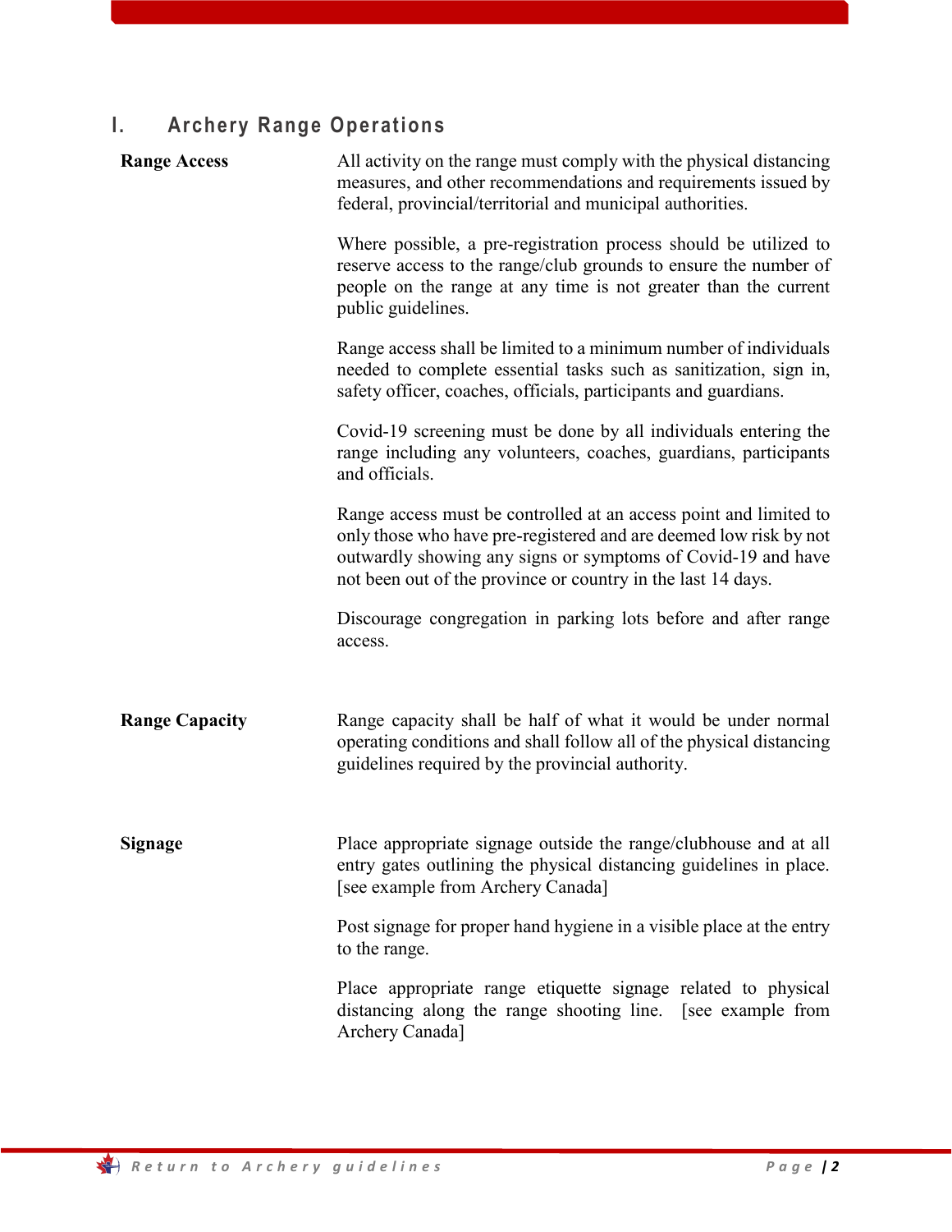# I. Archery Range Operations

**Range Access**

All activity on the range must comply with the physical distancing measures, and other recommendations and requirements issued by federal, provincial/territorial and municipal authorities.

Where possible, a pre-registration process should be utilized to reserve access to the range/club grounds to ensure the number of people on the range at any time is not greater than the current public guidelines.

Range access shall be limited to a minimum number of individuals needed to complete essential tasks such as sanitization, sign in, safety officer, coaches, officials, participants and guardians.

Covid-19 screening must be done by all individuals entering the range including any volunteers, coaches, guardians, participants and officials.

Range access must be controlled at an access point and limited to only those who have pre-registered and are deemed low risk by not outwardly showing any signs or symptoms of Covid-19 and have not been out of the province or country in the last 14 days.

Discourage congregation in parking lots before and after range access.

**Range Capacity**

Range capacity shall be half of what it would be under normal operating conditions and shall follow all of the physical distancing guidelines required by the provincial authority.

**Signage**

Place appropriate signage outside the range/clubhouse and at all entry gates outlining the physical distancing guidelines in place. [see example from Archery Canada]

Post signage for proper hand hygiene in a visible place at the entry to the range.

Place appropriate range etiquette signage related to physical distancing along the range shooting line. [see example from Archery Canada]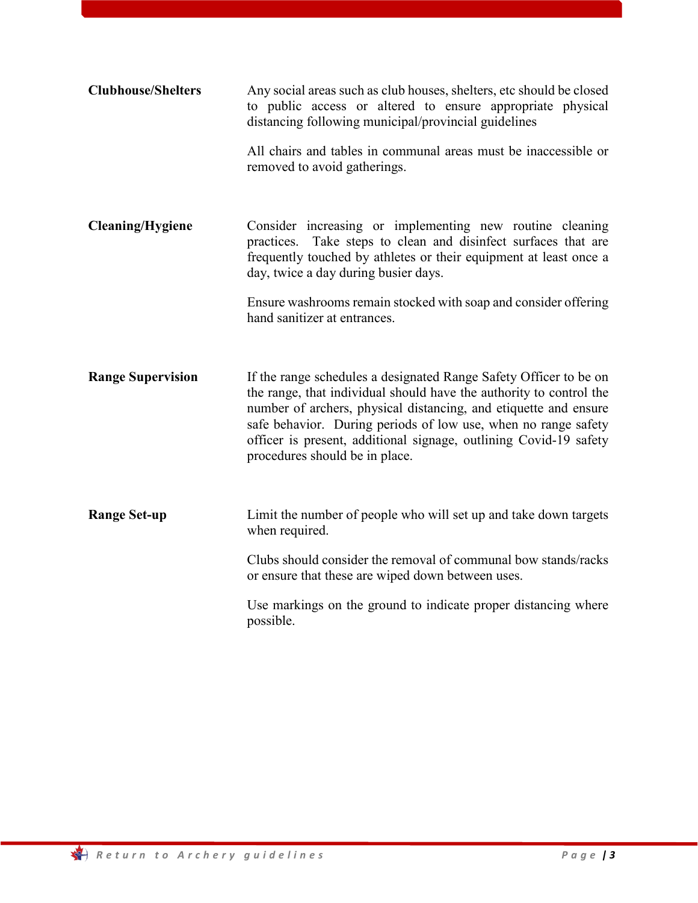**Clubhouse/Shelters**

Any social areas such as club houses, shelters, etc should be closed to public access or altered to ensure appropriate physical distancing following municipal/provincial guidelines

All chairs and tables in communal areas must be inaccessible or removed to avoid gatherings.

**Cleaning/Hygiene**

Consider increasing or implementing new routine cleaning practices. Take steps to clean and disinfect surfaces that are frequently touched by athletes or their equipment at least once a day, twice a day during busier days.

Ensure washrooms remain stocked with soap and consider offering hand sanitizer at entrances.

**Range Supervision**

If the range schedules a designated Range Safety Officer to be on the range, that individual should have the authority to control the number of archers, physical distancing, and etiquette and ensure safe behavior. During periods of low use, when no range safety officer is present, additional signage, outlining Covid-19 safety procedures should be in place.

**Range Set-up**

Limit the number of people who will set up and take down targets when required.

Clubs should consider the removal of communal bow stands/racks or ensure that these are wiped down between uses.

Use markings on the ground to indicate proper distancing where possible.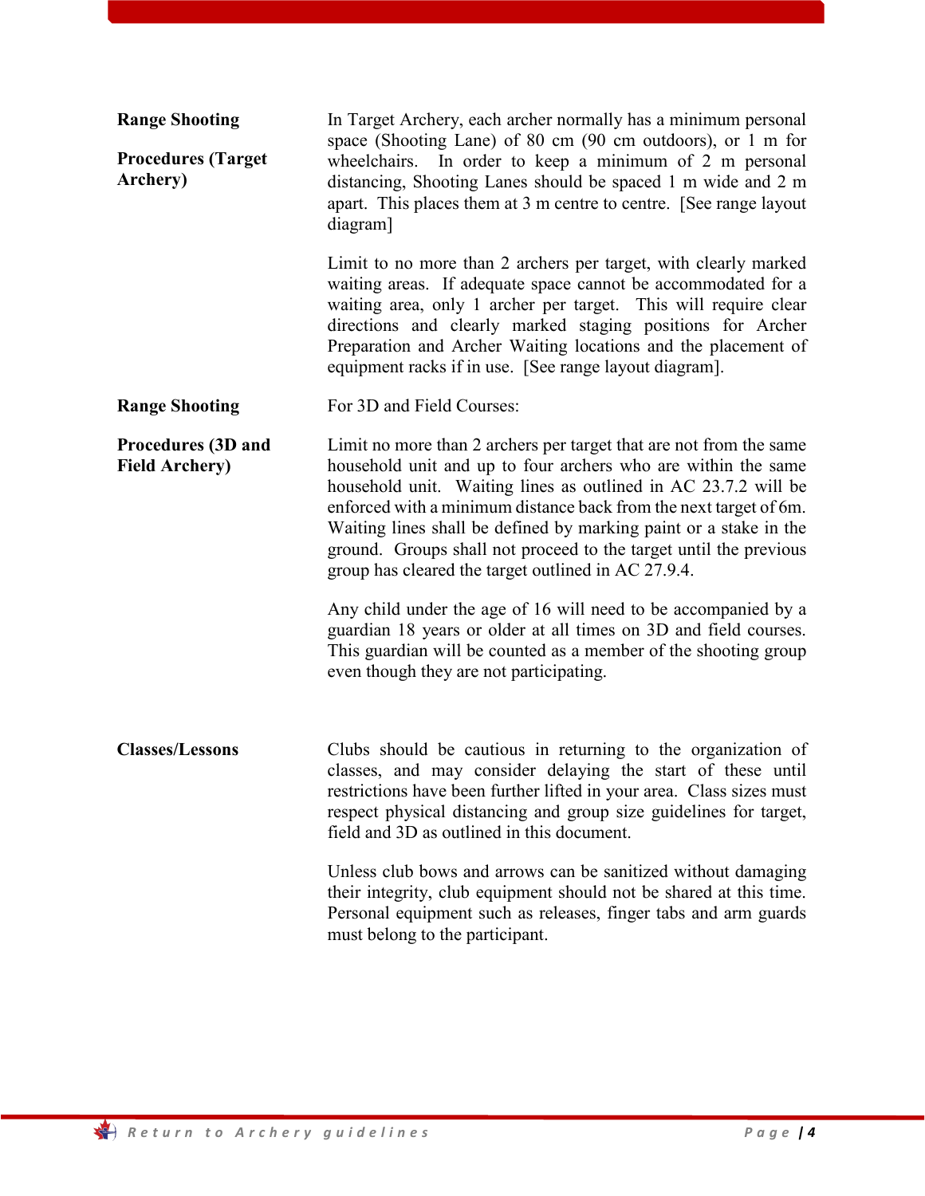**Range Shooting Procedures (Target Archery)**

In Target Archery, each archer normally has a minimum personal space (Shooting Lane) of 80 cm (90 cm outdoors), or 1 m for wheelchairs. In order to keep a minimum of 2 m personal distancing, Shooting Lanes should be spaced 1 m wide and 2 m apart. This places them at 3 m centre to centre. [See range layout diagram]

Limit to no more than 2 archers per target, with clearly marked waiting areas. If adequate space cannot be accommodated for a waiting area, only 1 archer per target. This will require clear directions and clearly marked staging positions for Archer Preparation and Archer Waiting locations and the placement of equipment racks if in use. [See range layout diagram].

**Range Shooting Procedures (3D and Field Archery)**

For 3D and Field Courses:

Limit no more than 2 archers per target that are not from the same household unit and up to four archers who are within the same household unit. Waiting lines as outlined in AC 23.7.2 will be enforced with a minimum distance back from the next target of 6m. Waiting lines shall be defined by marking paint or a stake in the ground. Groups shall not proceed to the target until the previous group has cleared the target outlined in AC 27.9.4.

Any child under the age of 16 will need to be accompanied by a guardian 18 years or older at all times on 3D and field courses. This guardian will be counted as a member of the shooting group even though they are not participating.

**Classes/Lessons**

Clubs should be cautious in returning to the organization of classes, and may consider delaying the start of these until restrictions have been further lifted in your area. Class sizes must respect physical distancing and group size guidelines for target, field and 3D as outlined in this document.

Unless club bows and arrows can be sanitized without damaging their integrity, club equipment should not be shared at this time. Personal equipment such as releases, finger tabs and arm guards must belong to the participant.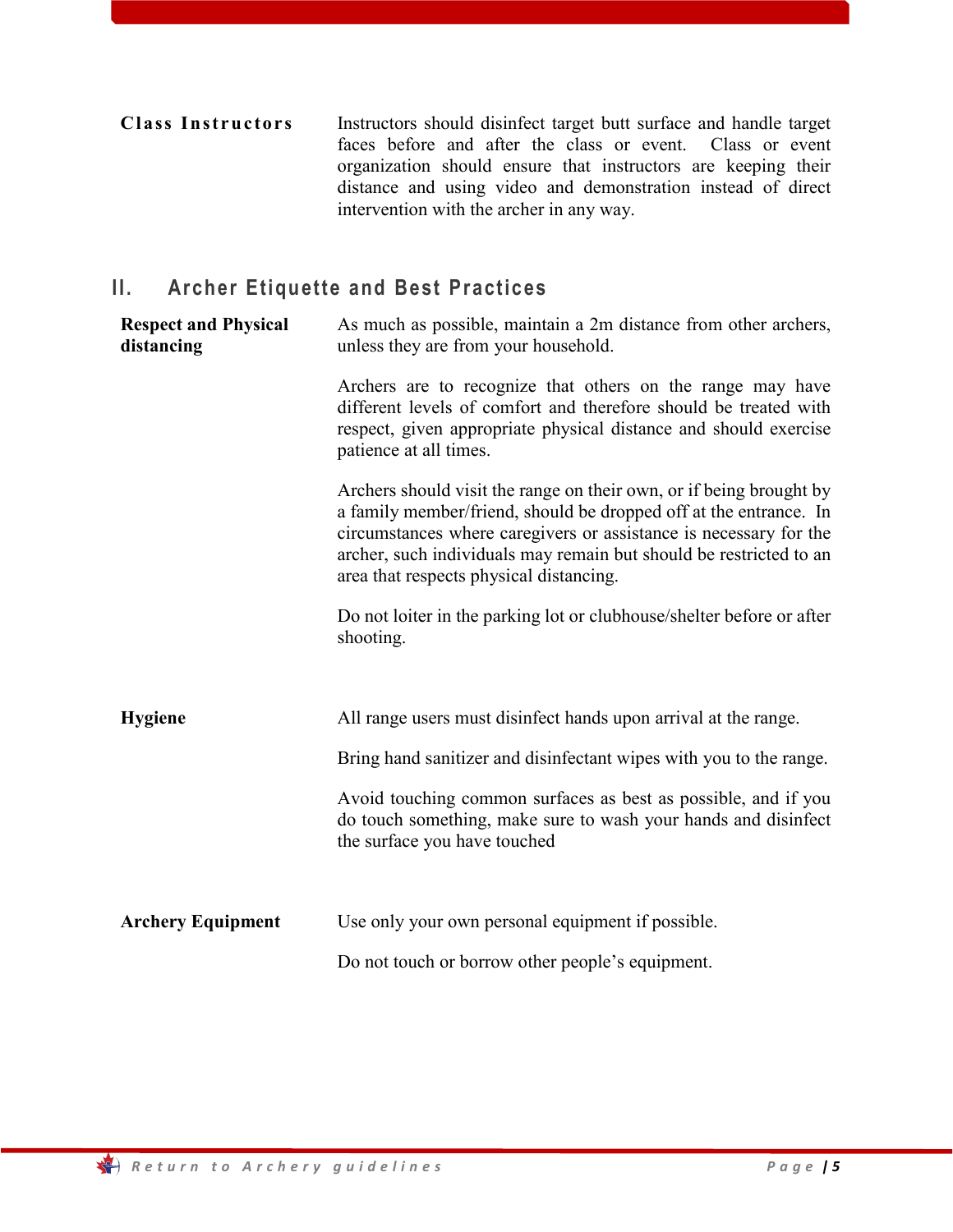**Class Instructors**

Instructors should disinfect target butt surface and handle target faces before and after the class or event. Class or event organization should ensure that instructors are keeping their distance and using video and demonstration instead of direct intervention with the archer in any way.

## II. Archer Etiquette and Best Practices

**Respect and Physical distancing**

As much as possible, maintain a 2m distance from other archers, unless they are from your household.

Archers are to recognize that others on the range may have different levels of comfort and therefore should be treated with respect, given appropriate physical distance and should exercise patience at all times.

Archers should visit the range on their own, or if being brought by a family member/friend, should be dropped off at the entrance. In circumstances where caregivers or assistance is necessary for the archer, such individuals may remain but should be restricted to an area that respects physical distancing.

Do not loiter in the parking lot or clubhouse/shelter before or after shooting.

**Hygiene**

All range users must disinfect hands upon arrival at the range.

Bring hand sanitizer and disinfectant wipes with you to the range.

Avoid touching common surfaces as best as possible, and if you do touch something, make sure to wash your hands and disinfect the surface you have touched

**Archery Equipment**

Use only your own personal equipment if possible.

Do not touch or borrow other people's equipment.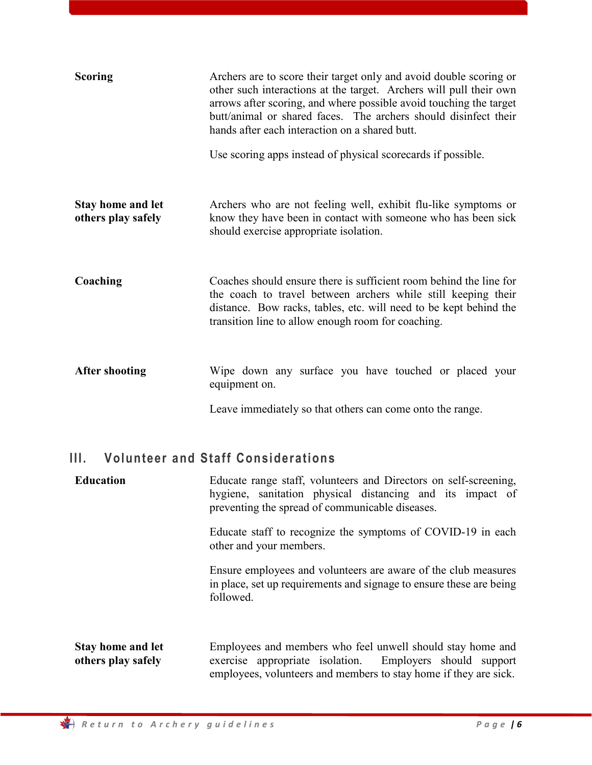**Scoring**

Archers are to score their target only and avoid double scoring or other such interactions at the target. Archers will pull their own arrows after scoring, and where possible avoid touching the target butt/animal or shared faces. The archers should disinfect their hands after each interaction on a shared butt.

Use scoring apps instead of physical scorecards if possible.

**Stay home and let others play safely**

Archers who are not feeling well, exhibit flu-like symptoms or know they have been in contact with someone who has been sick should exercise appropriate isolation.

**Coaching**

Coaches should ensure there is sufficient room behind the line for the coach to travel between archers while still keeping their distance. Bow racks, tables, etc. will need to be kept behind the transition line to allow enough room for coaching.

**After shooting**

Wipe down any surface you have touched or placed your equipment on.

Leave immediately so that others can come onto the range.

## III. Volunteer and Staff Considerations

**Education**

Educate range staff, volunteers and Directors on self-screening, hygiene, sanitation physical distancing and its impact of preventing the spread of communicable diseases.

Educate staff to recognize the symptoms of COVID-19 in each other and your members.

Ensure employees and volunteers are aware of the club measures in place, set up requirements and signage to ensure these are being followed.

**Stay home and let others play safely**

Employees and members who feel unwell should stay home and exercise appropriate isolation. Employers should support employees, volunteers and members to stay home if they are sick.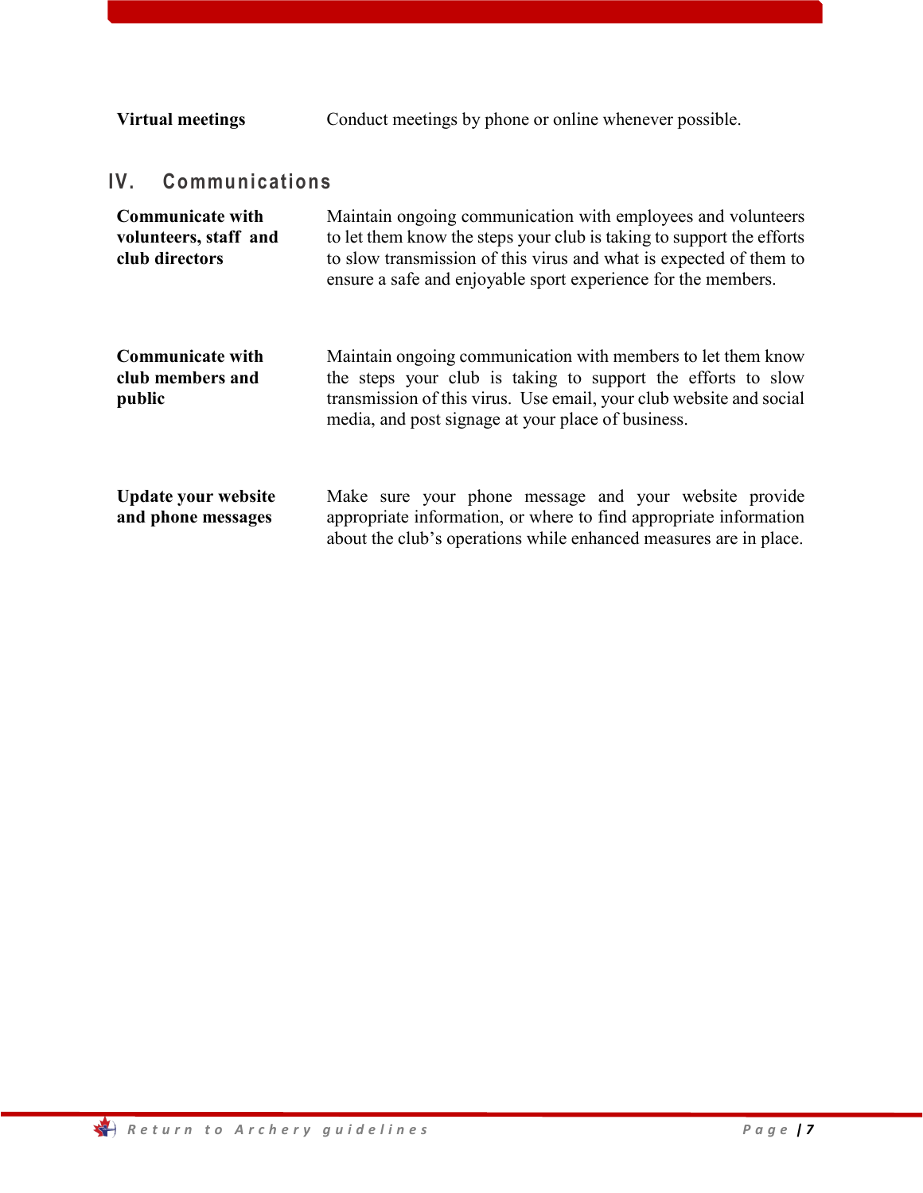| | |
|---|---|
| **Virtual meetings** | Conduct meetings by phone or online whenever possible. |

## IV. Communications

| | |
|---|---|
| **Communicate with volunteers, staff and club directors** | Maintain ongoing communication with employees and volunteers to let them know the steps your club is taking to support the efforts to slow transmission of this virus and what is expected of them to ensure a safe and enjoyable sport experience for the members. |
| **Communicate with club members and public** | Maintain ongoing communication with members to let them know the steps your club is taking to support the efforts to slow transmission of this virus. Use email, your club website and social media, and post signage at your place of business. |
| **Update your website and phone messages** | Make sure your phone message and your website provide appropriate information, or where to find appropriate information about the club's operations while enhanced measures are in place. |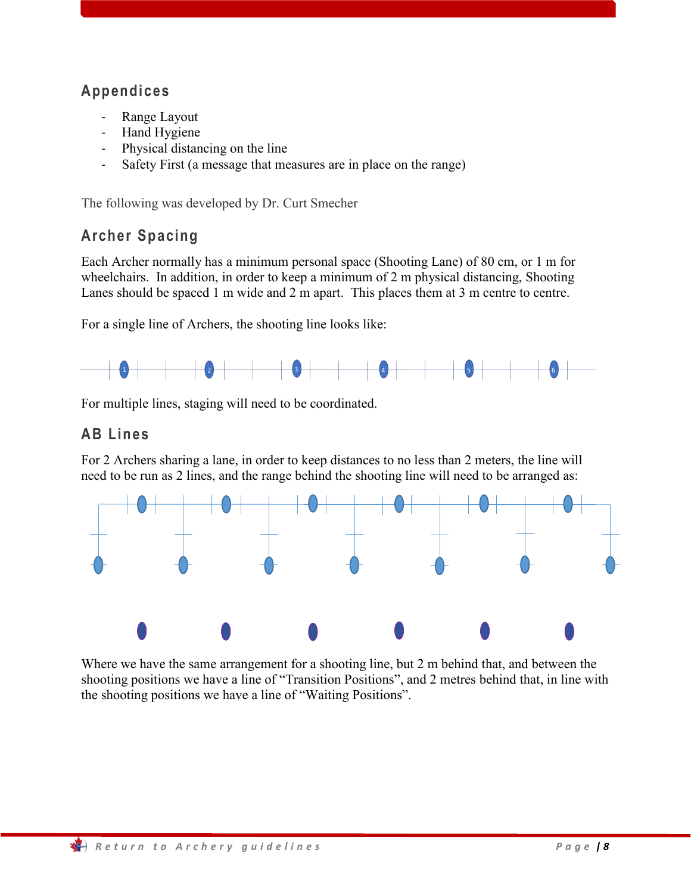## Appendices

- Range Layout
- Hand Hygiene
- Physical distancing on the line
- Safety First (a message that measures are in place on the range)

The following was developed by Dr. Curt Smecher

## Archer Spacing

Each Archer normally has a minimum personal space (Shooting Lane) of 80 cm, or 1 m for wheelchairs. In addition, in order to keep a minimum of 2 m physical distancing, Shooting Lanes should be spaced 1 m wide and 2 m apart. This places them at 3 m centre to centre.

For a single line of Archers, the shooting line looks like:

For multiple lines, staging will need to be coordinated.

## AB Lines

For 2 Archers sharing a lane, in order to keep distances to no less than 2 meters, the line will need to be run as 2 lines, and the range behind the shooting line will need to be arranged as:

Where we have the same arrangement for a shooting line, but 2 m behind that, and between the shooting positions we have a line of "Transition Positions", and 2 metres behind that, in line with the shooting positions we have a line of "Waiting Positions".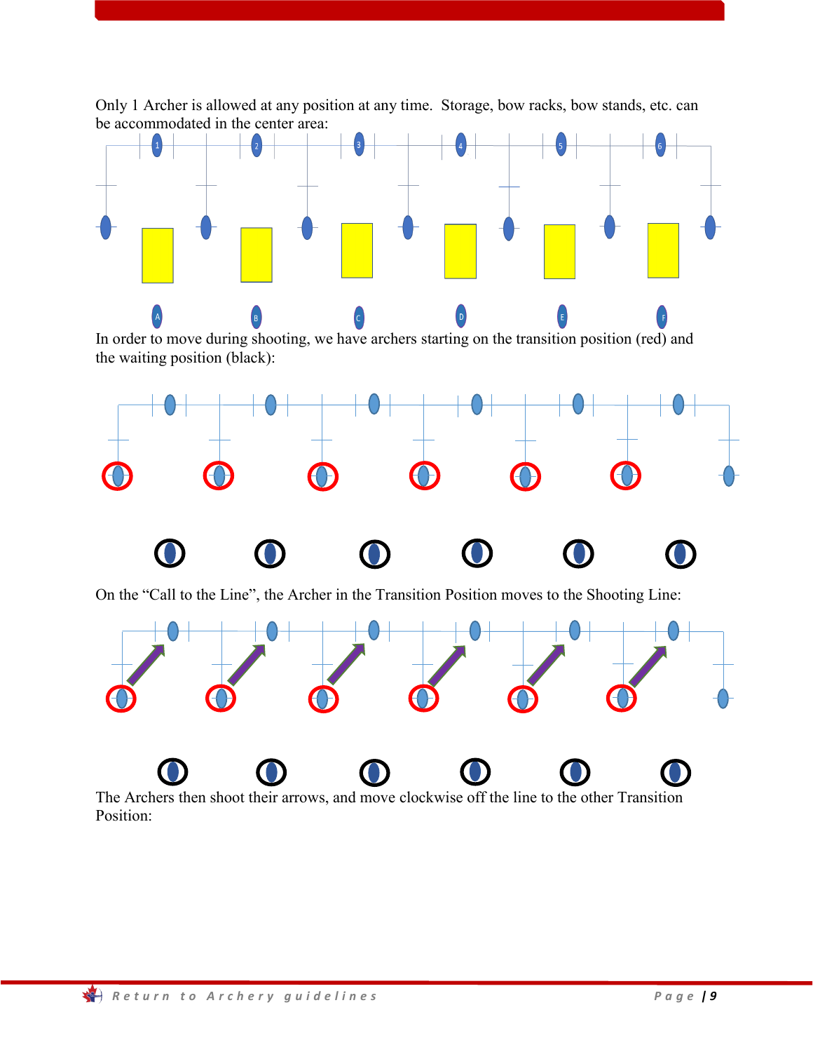Only 1 Archer is allowed at any position at any time. Storage, bow racks, bow stands, etc. can be accommodated in the center area:

In order to move during shooting, we have archers starting on the transition position (red) and the waiting position (black):

On the "Call to the Line", the Archer in the Transition Position moves to the Shooting Line:

The Archers then shoot their arrows, and move clockwise off the line to the other Transition Position: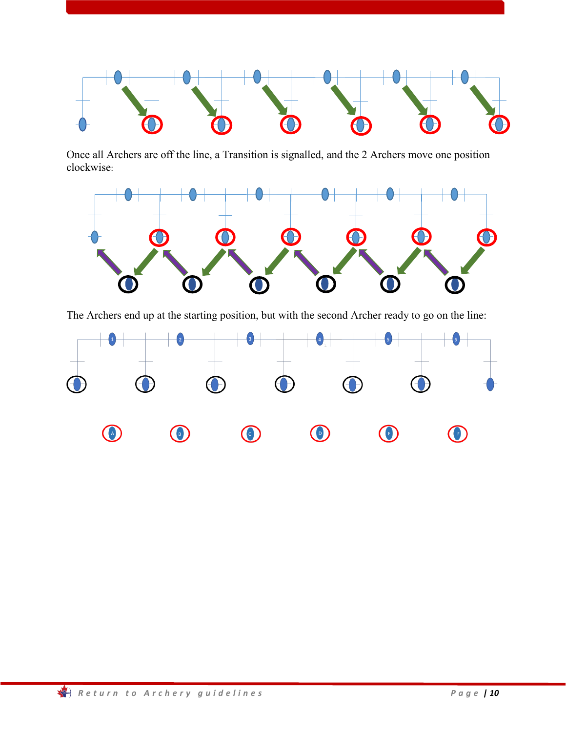Once all Archers are off the line, a Transition is signalled, and the 2 Archers move one position clockwise:

The Archers end up at the starting position, but with the second Archer ready to go on the line:

1 2 3 4 5 6

A B C D E F